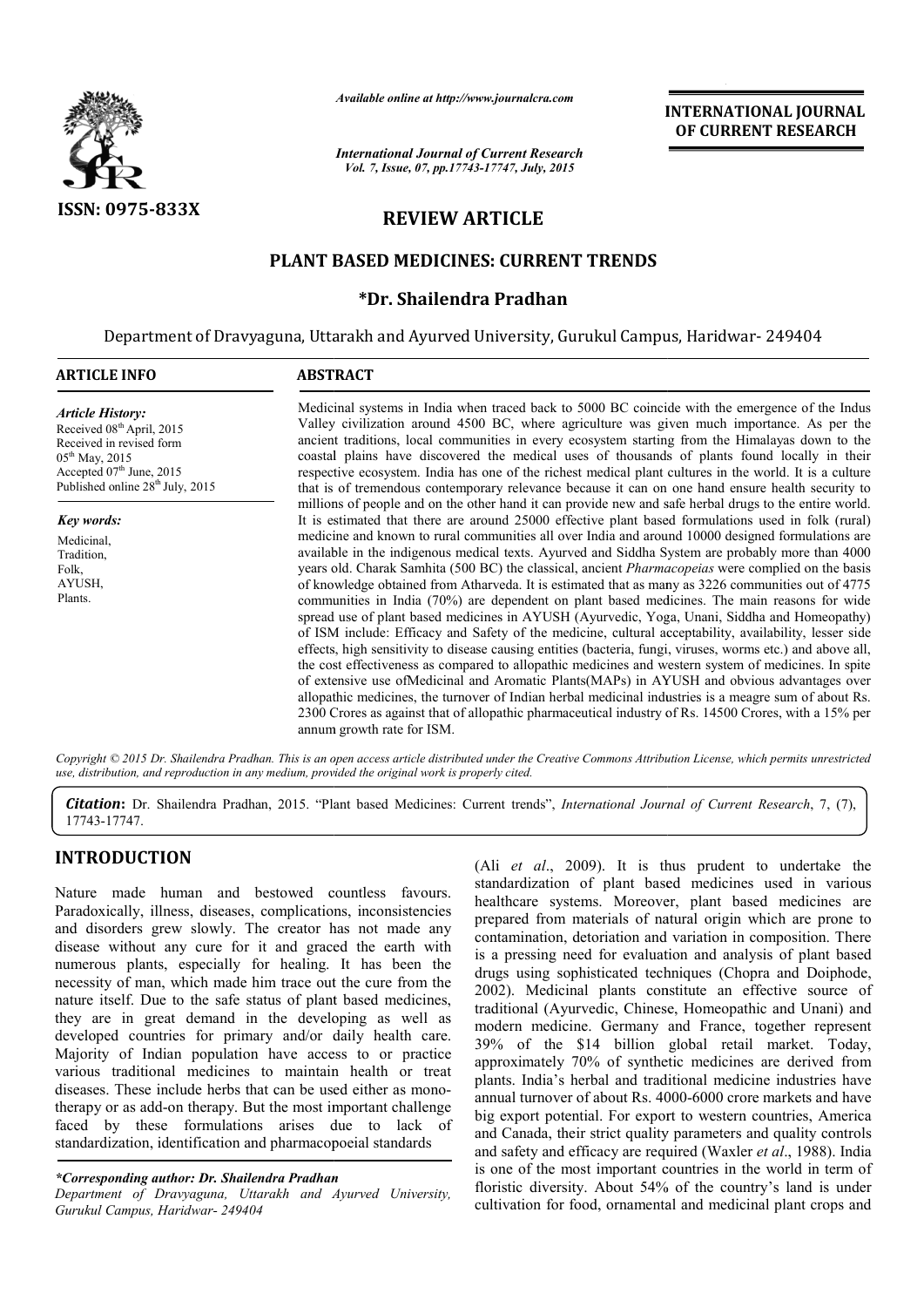ISSN: 0975-833X

*Available online at http://www.journalcra.com*

*International Journal of Current Research*
*Vol. 7, Issue, 07, pp.17743-17747, July, 2015*

**INTERNATIONAL JOURNAL OF CURRENT RESEARCH**

# REVIEW ARTICLE

# PLANT BASED MEDICINES: CURRENT TRENDS

## *Dr. Shailendra Pradhan

Department of Dravyaguna, Uttarakh and Ayurved University, Gurukul Campus, Haridwar- 249404

**ARTICLE INFO**

*Article History:*
Received 08th April, 2015
Received in revised form
05th May, 2015
Accepted 07th June, 2015
Published online 28th July, 2015

*Key words:*
Medicinal,
Tradition,
Folk,
AYUSH,
Plants.

**ABSTRACT**

Medicinal systems in India when traced back to 5000 BC coincide with the emergence of the Indus Valley civilization around 4500 BC, where agriculture was given much importance. As per the ancient traditions, local communities in every ecosystem starting from the Himalayas down to the coastal plains have discovered the medical uses of thousands of plants found locally in their respective ecosystem. India has one of the richest medical plant cultures in the world. It is a culture that is of tremendous contemporary relevance because it can on one hand ensure health security to millions of people and on the other hand it can provide new and safe herbal drugs to the entire world. It is estimated that there are around 25000 effective plant based formulations used in folk (rural) medicine and known to rural communities all over India and around 10000 designed formulations are available in the indigenous medical texts. Ayurved and Siddha System are probably more than 4000 years old. Charak Samhita (500 BC) the classical, ancient *Pharmacopeias* were complied on the basis of knowledge obtained from Atharveda. It is estimated that as many as 3226 communities out of 4775 communities in India (70%) are dependent on plant based medicines. The main reasons for wide spread use of plant based medicines in AYUSH (Ayurvedic, Yoga, Unani, Siddha and Homeopathy) of ISM include: Efficacy and Safety of the medicine, cultural acceptability, availability, lesser side effects, high sensitivity to disease causing entities (bacteria, fungi, viruses, worms etc.) and above all, the cost effectiveness as compared to allopathic medicines and western system of medicines. In spite of extensive use ofMedicinal and Aromatic Plants(MAPs) in AYUSH and obvious advantages over allopathic medicines, the turnover of Indian herbal medicinal industries is a meagre sum of about Rs. 2300 Crores as against that of allopathic pharmaceutical industry of Rs. 14500 Crores, with a 15% per annum growth rate for ISM.

*Copyright © 2015 Dr. Shailendra Pradhan. This is an open access article distributed under the Creative Commons Attribution License, which permits unrestricted use, distribution, and reproduction in any medium, provided the original work is properly cited.*

***Citation*:** Dr. Shailendra Pradhan, 2015. "Plant based Medicines: Current trends", *International Journal of Current Research*, 7, (7), 17743-17747.

## INTRODUCTION

Nature made human and bestowed countless favours. Paradoxically, illness, diseases, complications, inconsistencies and disorders grew slowly. The creator has not made any disease without any cure for it and graced the earth with numerous plants, especially for healing. It has been the necessity of man, which made him trace out the cure from the nature itself. Due to the safe status of plant based medicines, they are in great demand in the developing as well as developed countries for primary and/or daily health care. Majority of Indian population have access to or practice various traditional medicines to maintain health or treat diseases. These include herbs that can be used either as mono-therapy or as add-on therapy. But the most important challenge faced by these formulations arises due to lack of standardization, identification and pharmacopoeial standards (Ali *et al*., 2009). It is thus prudent to undertake the standardization of plant based medicines used in various healthcare systems. Moreover, plant based medicines are prepared from materials of natural origin which are prone to contamination, detoriation and variation in composition. There is a pressing need for evaluation and analysis of plant based drugs using sophisticated techniques (Chopra and Doiphode, 2002). Medicinal plants constitute an effective source of traditional (Ayurvedic, Chinese, Homeopathic and Unani) and modern medicine. Germany and France, together represent 39% of the $14 billion global retail market. Today, approximately 70% of synthetic medicines are derived from plants. India's herbal and traditional medicine industries have annual turnover of about Rs. 4000-6000 crore markets and have big export potential. For export to western countries, America and Canada, their strict quality parameters and quality controls and safety and efficacy are required (Waxler *et al*., 1988). India is one of the most important countries in the world in term of floristic diversity. About 54% of the country's land is under cultivation for food, ornamental and medicinal plant crops and

**\*Corresponding author: Dr. Shailendra Pradhan**
*Department of Dravyaguna, Uttarakh and Ayurved University, Gurukul Campus, Haridwar- 249404*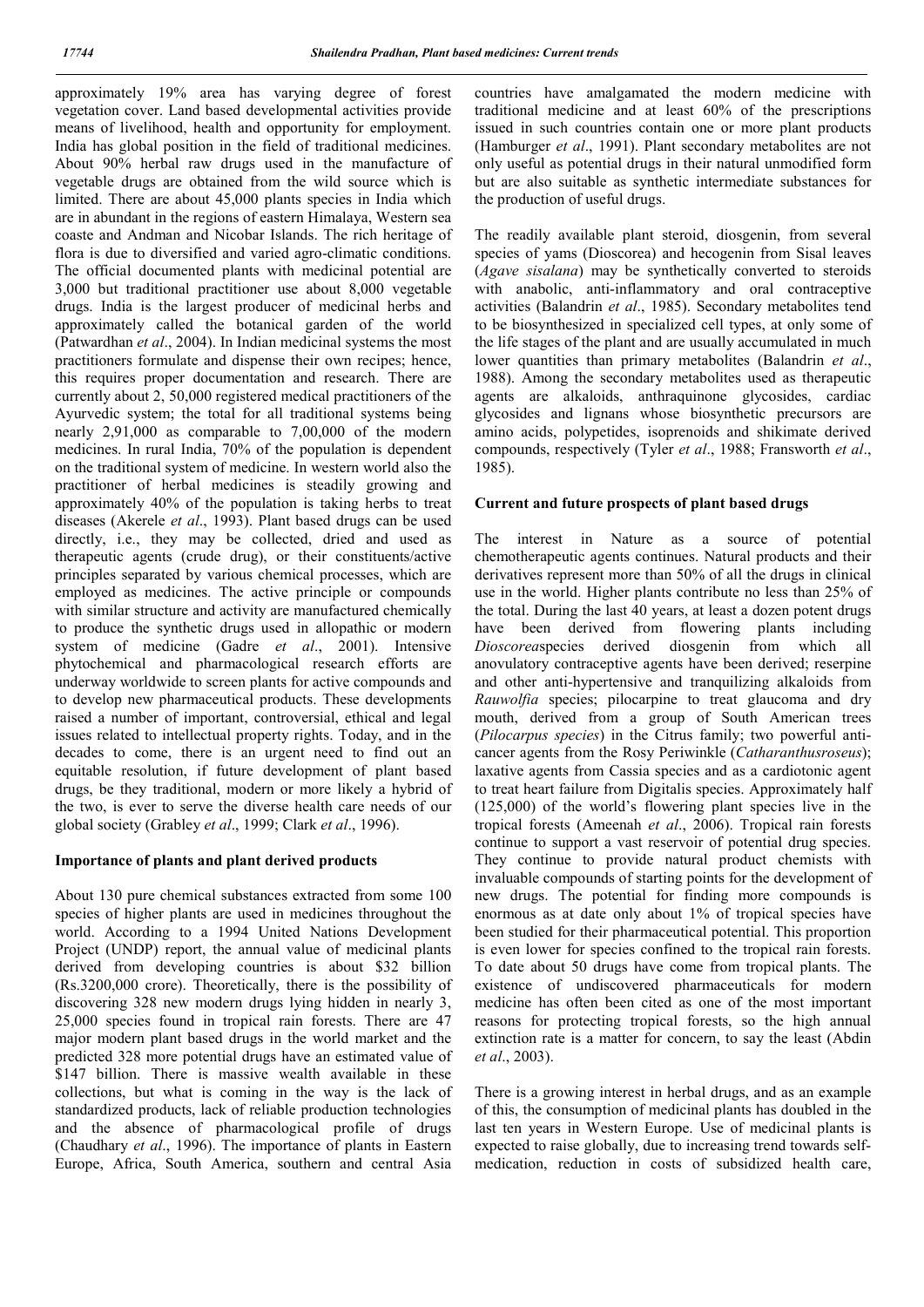approximately 19% area has varying degree of forest vegetation cover. Land based developmental activities provide means of livelihood, health and opportunity for employment. India has global position in the field of traditional medicines. About 90% herbal raw drugs used in the manufacture of vegetable drugs are obtained from the wild source which is limited. There are about 45,000 plants species in India which are in abundant in the regions of eastern Himalaya, Western sea coaste and Andman and Nicobar Islands. The rich heritage of flora is due to diversified and varied agro-climatic conditions. The official documented plants with medicinal potential are 3,000 but traditional practitioner use about 8,000 vegetable drugs. India is the largest producer of medicinal herbs and approximately called the botanical garden of the world (Patwardhan *et al*., 2004). In Indian medicinal systems the most practitioners formulate and dispense their own recipes; hence, this requires proper documentation and research. There are currently about 2, 50,000 registered medical practitioners of the Ayurvedic system; the total for all traditional systems being nearly 2,91,000 as comparable to 7,00,000 of the modern medicines. In rural India, 70% of the population is dependent on the traditional system of medicine. In western world also the practitioner of herbal medicines is steadily growing and approximately 40% of the population is taking herbs to treat diseases (Akerele *et al*., 1993). Plant based drugs can be used directly, i.e., they may be collected, dried and used as therapeutic agents (crude drug), or their constituents/active principles separated by various chemical processes, which are employed as medicines. The active principle or compounds with similar structure and activity are manufactured chemically to produce the synthetic drugs used in allopathic or modern system of medicine (Gadre *et al*., 2001). Intensive phytochemical and pharmacological research efforts are underway worldwide to screen plants for active compounds and to develop new pharmaceutical products. These developments raised a number of important, controversial, ethical and legal issues related to intellectual property rights. Today, and in the decades to come, there is an urgent need to find out an equitable resolution, if future development of plant based drugs, be they traditional, modern or more likely a hybrid of the two, is ever to serve the diverse health care needs of our global society (Grabley *et al*., 1999; Clark *et al*., 1996).

## Importance of plants and plant derived products

About 130 pure chemical substances extracted from some 100 species of higher plants are used in medicines throughout the world. According to a 1994 United Nations Development Project (UNDP) report, the annual value of medicinal plants derived from developing countries is about $32 billion (Rs.3200,000 crore). Theoretically, there is the possibility of discovering 328 new modern drugs lying hidden in nearly 3, 25,000 species found in tropical rain forests. There are 47 major modern plant based drugs in the world market and the predicted 328 more potential drugs have an estimated value of $147 billion. There is massive wealth available in these collections, but what is coming in the way is the lack of standardized products, lack of reliable production technologies and the absence of pharmacological profile of drugs (Chaudhary *et al*., 1996). The importance of plants in Eastern Europe, Africa, South America, southern and central Asia countries have amalgamated the modern medicine with traditional medicine and at least 60% of the prescriptions issued in such countries contain one or more plant products (Hamburger *et al*., 1991). Plant secondary metabolites are not only useful as potential drugs in their natural unmodified form but are also suitable as synthetic intermediate substances for the production of useful drugs.

The readily available plant steroid, diosgenin, from several species of yams (Dioscorea) and hecogenin from Sisal leaves (*Agave sisalana*) may be synthetically converted to steroids with anabolic, anti-inflammatory and oral contraceptive activities (Balandrin *et al*., 1985). Secondary metabolites tend to be biosynthesized in specialized cell types, at only some of the life stages of the plant and are usually accumulated in much lower quantities than primary metabolites (Balandrin *et al*., 1988). Among the secondary metabolites used as therapeutic agents are alkaloids, anthraquinone glycosides, cardiac glycosides and lignans whose biosynthetic precursors are amino acids, polypetides, isoprenoids and shikimate derived compounds, respectively (Tyler *et al*., 1988; Fransworth *et al*., 1985).

## Current and future prospects of plant based drugs

The interest in Nature as a source of potential chemotherapeutic agents continues. Natural products and their derivatives represent more than 50% of all the drugs in clinical use in the world. Higher plants contribute no less than 25% of the total. During the last 40 years, at least a dozen potent drugs have been derived from flowering plants including *Dioscorea*species derived diosgenin from which all anovulatory contraceptive agents have been derived; reserpine and other anti-hypertensive and tranquilizing alkaloids from *Rauwolfia* species; pilocarpine to treat glaucoma and dry mouth, derived from a group of South American trees (*Pilocarpus species*) in the Citrus family; two powerful anti-cancer agents from the Rosy Periwinkle (*Catharanthusroseus*); laxative agents from Cassia species and as a cardiotonic agent to treat heart failure from Digitalis species. Approximately half (125,000) of the world's flowering plant species live in the tropical forests (Ameenah *et al*., 2006). Tropical rain forests continue to support a vast reservoir of potential drug species. They continue to provide natural product chemists with invaluable compounds of starting points for the development of new drugs. The potential for finding more compounds is enormous as at date only about 1% of tropical species have been studied for their pharmaceutical potential. This proportion is even lower for species confined to the tropical rain forests. To date about 50 drugs have come from tropical plants. The existence of undiscovered pharmaceuticals for modern medicine has often been cited as one of the most important reasons for protecting tropical forests, so the high annual extinction rate is a matter for concern, to say the least (Abdin *et al*., 2003).

There is a growing interest in herbal drugs, and as an example of this, the consumption of medicinal plants has doubled in the last ten years in Western Europe. Use of medicinal plants is expected to raise globally, due to increasing trend towards self-medication, reduction in costs of subsidized health care,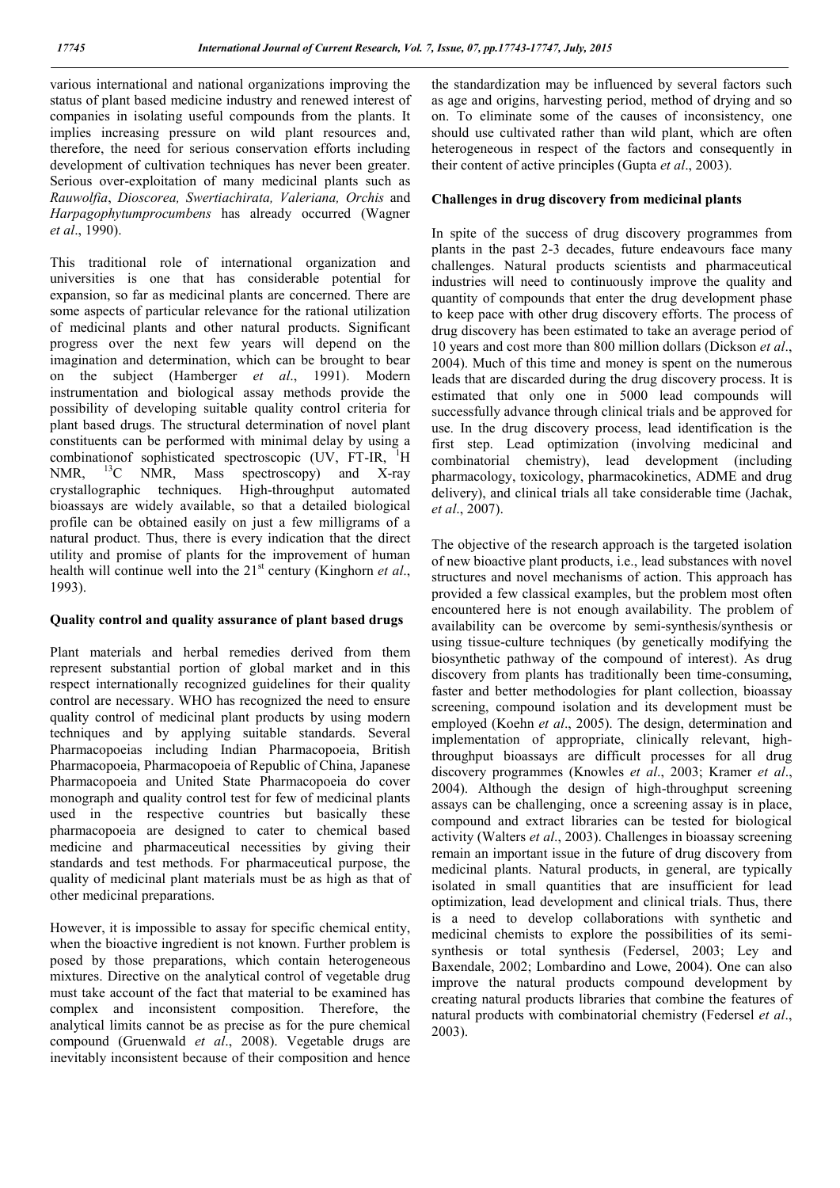various international and national organizations improving the status of plant based medicine industry and renewed interest of companies in isolating useful compounds from the plants. It implies increasing pressure on wild plant resources and, therefore, the need for serious conservation efforts including development of cultivation techniques has never been greater. Serious over-exploitation of many medicinal plants such as *Rauwolfia*, *Dioscorea, Swertiachirata, Valeriana, Orchis* and *Harpagophytumprocumbens* has already occurred (Wagner *et al*., 1990).

This traditional role of international organization and universities is one that has considerable potential for expansion, so far as medicinal plants are concerned. There are some aspects of particular relevance for the rational utilization of medicinal plants and other natural products. Significant progress over the next few years will depend on the imagination and determination, which can be brought to bear on the subject (Hamberger *et al*., 1991). Modern instrumentation and biological assay methods provide the possibility of developing suitable quality control criteria for plant based drugs. The structural determination of novel plant constituents can be performed with minimal delay by using a combinationof sophisticated spectroscopic (UV, FT-IR, $^{1}H$ NMR, $^{13}C$ NMR, Mass spectroscopy) and X-ray crystallographic techniques. High-throughput automated bioassays are widely available, so that a detailed biological profile can be obtained easily on just a few milligrams of a natural product. Thus, there is every indication that the direct utility and promise of plants for the improvement of human health will continue well into the $21^{st}$ century (Kinghorn *et al*., 1993).

## Quality control and quality assurance of plant based drugs

Plant materials and herbal remedies derived from them represent substantial portion of global market and in this respect internationally recognized guidelines for their quality control are necessary. WHO has recognized the need to ensure quality control of medicinal plant products by using modern techniques and by applying suitable standards. Several Pharmacopoeias including Indian Pharmacopoeia, British Pharmacopoeia, Pharmacopoeia of Republic of China, Japanese Pharmacopoeia and United State Pharmacopoeia do cover monograph and quality control test for few of medicinal plants used in the respective countries but basically these pharmacopoeia are designed to cater to chemical based medicine and pharmaceutical necessities by giving their standards and test methods. For pharmaceutical purpose, the quality of medicinal plant materials must be as high as that of other medicinal preparations.

However, it is impossible to assay for specific chemical entity, when the bioactive ingredient is not known. Further problem is posed by those preparations, which contain heterogeneous mixtures. Directive on the analytical control of vegetable drug must take account of the fact that material to be examined has complex and inconsistent composition. Therefore, the analytical limits cannot be as precise as for the pure chemical compound (Gruenwald *et al*., 2008). Vegetable drugs are inevitably inconsistent because of their composition and hence the standardization may be influenced by several factors such as age and origins, harvesting period, method of drying and so on. To eliminate some of the causes of inconsistency, one should use cultivated rather than wild plant, which are often heterogeneous in respect of the factors and consequently in their content of active principles (Gupta *et al*., 2003).

## Challenges in drug discovery from medicinal plants

In spite of the success of drug discovery programmes from plants in the past 2-3 decades, future endeavours face many challenges. Natural products scientists and pharmaceutical industries will need to continuously improve the quality and quantity of compounds that enter the drug development phase to keep pace with other drug discovery efforts. The process of drug discovery has been estimated to take an average period of 10 years and cost more than 800 million dollars (Dickson *et al*., 2004). Much of this time and money is spent on the numerous leads that are discarded during the drug discovery process. It is estimated that only one in 5000 lead compounds will successfully advance through clinical trials and be approved for use. In the drug discovery process, lead identification is the first step. Lead optimization (involving medicinal and combinatorial chemistry), lead development (including pharmacology, toxicology, pharmacokinetics, ADME and drug delivery), and clinical trials all take considerable time (Jachak, *et al*., 2007).

The objective of the research approach is the targeted isolation of new bioactive plant products, i.e., lead substances with novel structures and novel mechanisms of action. This approach has provided a few classical examples, but the problem most often encountered here is not enough availability. The problem of availability can be overcome by semi-synthesis/synthesis or using tissue-culture techniques (by genetically modifying the biosynthetic pathway of the compound of interest). As drug discovery from plants has traditionally been time-consuming, faster and better methodologies for plant collection, bioassay screening, compound isolation and its development must be employed (Koehn *et al*., 2005). The design, determination and implementation of appropriate, clinically relevant, high-throughput bioassays are difficult processes for all drug discovery programmes (Knowles *et al*., 2003; Kramer *et al*., 2004). Although the design of high-throughput screening assays can be challenging, once a screening assay is in place, compound and extract libraries can be tested for biological activity (Walters *et al*., 2003). Challenges in bioassay screening remain an important issue in the future of drug discovery from medicinal plants. Natural products, in general, are typically isolated in small quantities that are insufficient for lead optimization, lead development and clinical trials. Thus, there is a need to develop collaborations with synthetic and medicinal chemists to explore the possibilities of its semi-synthesis or total synthesis (Federsel, 2003; Ley and Baxendale, 2002; Lombardino and Lowe, 2004). One can also improve the natural products compound development by creating natural products libraries that combine the features of natural products with combinatorial chemistry (Federsel *et al*., 2003).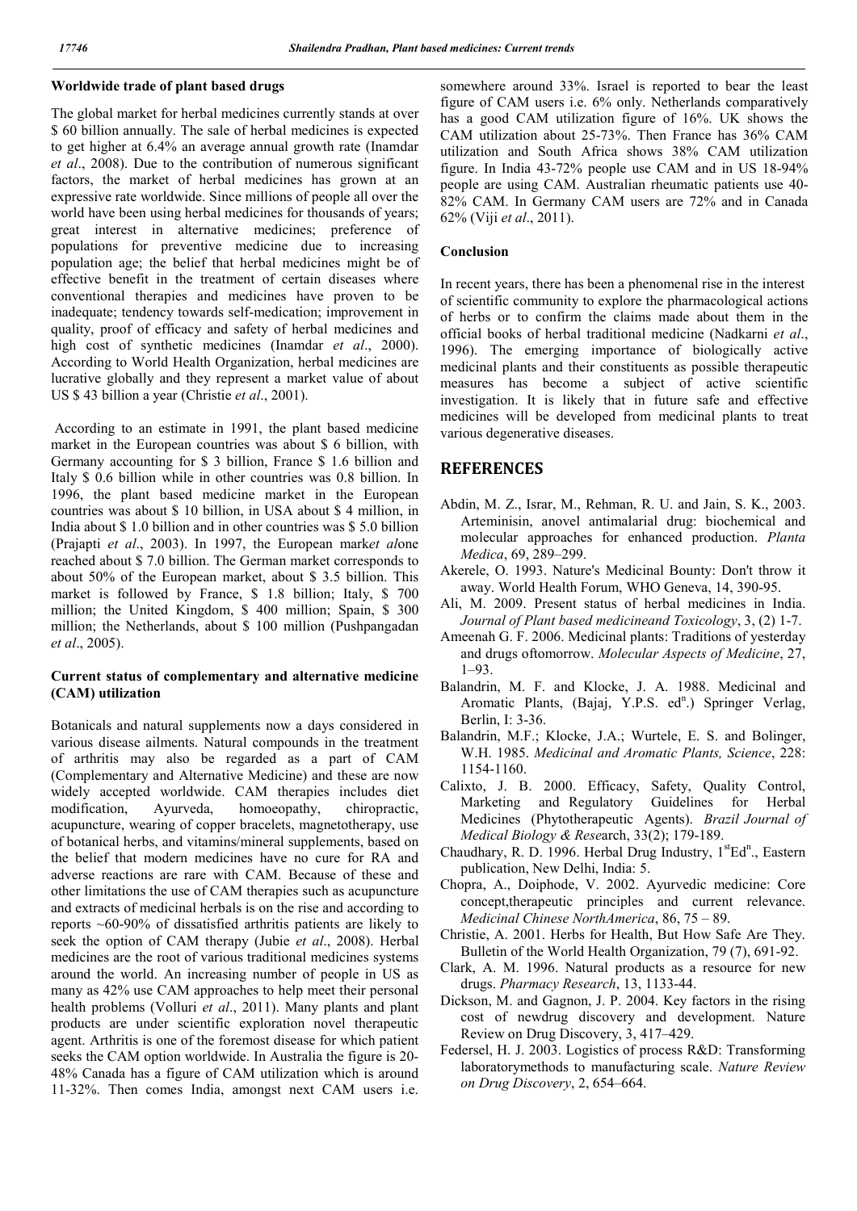#### Worldwide trade of plant based drugs

The global market for herbal medicines currently stands at over $ 60 billion annually. The sale of herbal medicines is expected to get higher at 6.4% an average annual growth rate (Inamdar *et al*., 2008). Due to the contribution of numerous significant factors, the market of herbal medicines has grown at an expressive rate worldwide. Since millions of people all over the world have been using herbal medicines for thousands of years; great interest in alternative medicines; preference of populations for preventive medicine due to increasing population age; the belief that herbal medicines might be of effective benefit in the treatment of certain diseases where conventional therapies and medicines have proven to be inadequate; tendency towards self-medication; improvement in quality, proof of efficacy and safety of herbal medicines and high cost of synthetic medicines (Inamdar *et al*., 2000). According to World Health Organization, herbal medicines are lucrative globally and they represent a market value of about US $ 43 billion a year (Christie *et al*., 2001).

According to an estimate in 1991, the plant based medicine market in the European countries was about $ 6 billion, with Germany accounting for $ 3 billion, France $ 1.6 billion and Italy $ 0.6 billion while in other countries was 0.8 billion. In 1996, the plant based medicine market in the European countries was about $ 10 billion, in USA about $ 4 million, in India about $ 1.0 billion and in other countries was $ 5.0 billion (Prajapti *et al*., 2003). In 1997, the European mark*et al*one reached about $ 7.0 billion. The German market corresponds to about 50% of the European market, about $ 3.5 billion. This market is followed by France, $ 1.8 billion; Italy, $ 700 million; the United Kingdom, $ 400 million; Spain, $ 300 million; the Netherlands, about $ 100 million (Pushpangadan *et al*., 2005).

#### Current status of complementary and alternative medicine (CAM) utilization

Botanicals and natural supplements now a days considered in various disease ailments. Natural compounds in the treatment of arthritis may also be regarded as a part of CAM (Complementary and Alternative Medicine) and these are now widely accepted worldwide. CAM therapies includes diet modification, Ayurveda, homoeopathy, chiropractic, acupuncture, wearing of copper bracelets, magnetotherapy, use of botanical herbs, and vitamins/mineral supplements, based on the belief that modern medicines have no cure for RA and adverse reactions are rare with CAM. Because of these and other limitations the use of CAM therapies such as acupuncture and extracts of medicinal herbals is on the rise and according to reports ~60-90% of dissatisfied arthritis patients are likely to seek the option of CAM therapy (Jubie *et al*., 2008). Herbal medicines are the root of various traditional medicines systems around the world. An increasing number of people in US as many as 42% use CAM approaches to help meet their personal health problems (Volluri *et al*., 2011). Many plants and plant products are under scientific exploration novel therapeutic agent. Arthritis is one of the foremost disease for which patient seeks the CAM option worldwide. In Australia the figure is 20-48% Canada has a figure of CAM utilization which is around 11-32%. Then comes India, amongst next CAM users i.e. somewhere around 33%. Israel is reported to bear the least figure of CAM users i.e. 6% only. Netherlands comparatively has a good CAM utilization figure of 16%. UK shows the CAM utilization about 25-73%. Then France has 36% CAM utilization and South Africa shows 38% CAM utilization figure. In India 43-72% people use CAM and in US 18-94% people are using CAM. Australian rheumatic patients use 40-82% CAM. In Germany CAM users are 72% and in Canada 62% (Viji *et al*., 2011).

#### Conclusion

In recent years, there has been a phenomenal rise in the interest of scientific community to explore the pharmacological actions of herbs or to confirm the claims made about them in the official books of herbal traditional medicine (Nadkarni *et al*., 1996). The emerging importance of biologically active medicinal plants and their constituents as possible therapeutic measures has become a subject of active scientific investigation. It is likely that in future safe and effective medicines will be developed from medicinal plants to treat various degenerative diseases.

## REFERENCES

- Abdin, M. Z., Israr, M., Rehman, R. U. and Jain, S. K., 2003. Arteminisin, anovel antimalarial drug: biochemical and molecular approaches for enhanced production. *Planta Medica*, 69, 289–299.
- Akerele, O. 1993. Nature's Medicinal Bounty: Don't throw it away. World Health Forum, WHO Geneva, 14, 390-95.
- Ali, M. 2009. Present status of herbal medicines in India. *Journal of Plant based medicineand Toxicology*, 3, (2) 1-7.
- Ameenah G. F. 2006. Medicinal plants: Traditions of yesterday and drugs oftomorrow. *Molecular Aspects of Medicine*, 27, 1–93.
- Balandrin, M. F. and Klocke, J. A. 1988. Medicinal and Aromatic Plants, (Bajaj, Y.P.S. ed[n].) Springer Verlag, Berlin, I: 3-36.
- Balandrin, M.F.; Klocke, J.A.; Wurtele, E. S. and Bolinger, W.H. 1985. *Medicinal and Aromatic Plants, Science*, 228: 1154-1160.
- Calixto, J. B. 2000. Efficacy, Safety, Quality Control, Marketing and Regulatory Guidelines for Herbal Medicines (Phytotherapeutic Agents). *Brazil Journal of Medical Biology & Rese*arch, 33(2); 179-189.
- Chaudhary, R. D. 1996. Herbal Drug Industry, 1[st]Ed[n]., Eastern publication, New Delhi, India: 5.
- Chopra, A., Doiphode, V. 2002. Ayurvedic medicine: Core concept,therapeutic principles and current relevance. *Medicinal Chinese NorthAmerica*, 86, 75 – 89.
- Christie, A. 2001. Herbs for Health, But How Safe Are They. Bulletin of the World Health Organization, 79 (7), 691-92.
- Clark, A. M. 1996. Natural products as a resource for new drugs. *Pharmacy Research*, 13, 1133-44.
- Dickson, M. and Gagnon, J. P. 2004. Key factors in the rising cost of newdrug discovery and development. Nature Review on Drug Discovery, 3, 417–429.
- Federsel, H. J. 2003. Logistics of process R&D: Transforming laboratorymethods to manufacturing scale. *Nature Review on Drug Discovery*, 2, 654–664.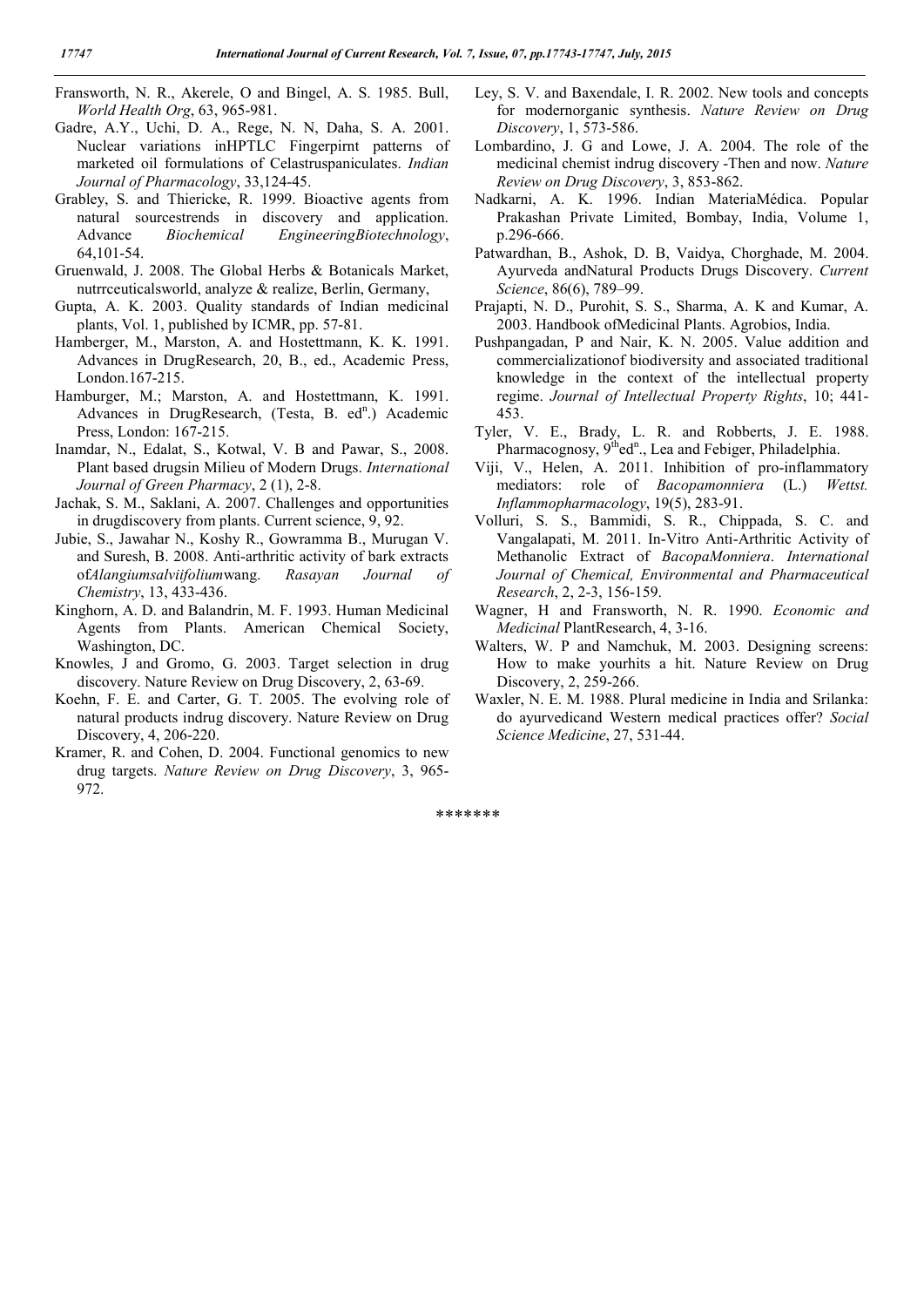Fransworth, N. R., Akerele, O and Bingel, A. S. 1985. Bull, *World Health Org*, 63, 965-981.

Gadre, A.Y., Uchi, D. A., Rege, N. N, Daha, S. A. 2001. Nuclear variations inHPTLC Fingerpirnt patterns of marketed oil formulations of Celastruspaniculates. *Indian Journal of Pharmacology*, 33,124-45.

Grabley, S. and Thiericke, R. 1999. Bioactive agents from natural sourcestrends in discovery and application. Advance *Biochemical EngineeringBiotechnology*, 64,101-54.

Gruenwald, J. 2008. The Global Herbs & Botanicals Market, nutrrceuticalsworld, analyze & realize, Berlin, Germany,

Gupta, A. K. 2003. Quality standards of Indian medicinal plants, Vol. 1, published by ICMR, pp. 57-81.

Hamberger, M., Marston, A. and Hostettmann, K. K. 1991. Advances in DrugResearch, 20, B., ed., Academic Press, London.167-215.

Hamburger, M.; Marston, A. and Hostettmann, K. 1991. Advances in DrugResearch, (Testa, B. ed$^{n}$.) Academic Press, London: 167-215.

Inamdar, N., Edalat, S., Kotwal, V. B and Pawar, S., 2008. Plant based drugsin Milieu of Modern Drugs. *International Journal of Green Pharmacy*, 2 (1), 2-8.

Jachak, S. M., Saklani, A. 2007. Challenges and opportunities in drugdiscovery from plants. Current science, 9, 92.

Jubie, S., Jawahar N., Koshy R., Gowramma B., Murugan V. and Suresh, B. 2008. Anti-arthritic activity of bark extracts of*Alangiumsalviifolium*wang. *Rasayan Journal of Chemistry*, 13, 433-436.

Kinghorn, A. D. and Balandrin, M. F. 1993. Human Medicinal Agents from Plants. American Chemical Society, Washington, DC.

Knowles, J and Gromo, G. 2003. Target selection in drug discovery. Nature Review on Drug Discovery, 2, 63-69.

Koehn, F. E. and Carter, G. T. 2005. The evolving role of natural products indrug discovery. Nature Review on Drug Discovery, 4, 206-220.

Kramer, R. and Cohen, D. 2004. Functional genomics to new drug targets. *Nature Review on Drug Discovery*, 3, 965-972.

Ley, S. V. and Baxendale, I. R. 2002. New tools and concepts for modernorganic synthesis. *Nature Review on Drug Discovery*, 1, 573-586.

Lombardino, J. G and Lowe, J. A. 2004. The role of the medicinal chemist indrug discovery -Then and now. *Nature Review on Drug Discovery*, 3, 853-862.

Nadkarni, A. K. 1996. Indian MateriaMédica. Popular Prakashan Private Limited, Bombay, India, Volume 1, p.296-666.

Patwardhan, B., Ashok, D. B, Vaidya, Chorghade, M. 2004. Ayurveda andNatural Products Drugs Discovery. *Current Science*, 86(6), 789–99.

Prajapti, N. D., Purohit, S. S., Sharma, A. K and Kumar, A. 2003. Handbook ofMedicinal Plants. Agrobios, India.

Pushpangadan, P and Nair, K. N. 2005. Value addition and commercializationof biodiversity and associated traditional knowledge in the context of the intellectual property regime. *Journal of Intellectual Property Rights*, 10; 441-453.

Tyler, V. E., Brady, L. R. and Robberts, J. E. 1988. Pharmacognosy, 9$^{th}$ed$^{n}$., Lea and Febiger, Philadelphia.

Viji, V., Helen, A. 2011. Inhibition of pro-inflammatory mediators: role of *Bacopamonniera* (L.) *Wettst. Inflammopharmacology*, 19(5), 283-91.

Volluri, S. S., Bammidi, S. R., Chippada, S. C. and Vangalapati, M. 2011. In-Vitro Anti-Arthritic Activity of Methanolic Extract of *BacopaMonniera*. *International Journal of Chemical, Environmental and Pharmaceutical Research*, 2, 2-3, 156-159.

Wagner, H and Fransworth, N. R. 1990. *Economic and Medicinal* PlantResearch, 4, 3-16.

Walters, W. P and Namchuk, M. 2003. Designing screens: How to make yourhits a hit. Nature Review on Drug Discovery, 2, 259-266.

Waxler, N. E. M. 1988. Plural medicine in India and Srilanka: do ayurvedicand Western medical practices offer? *Social Science Medicine*, 27, 531-44.

*******